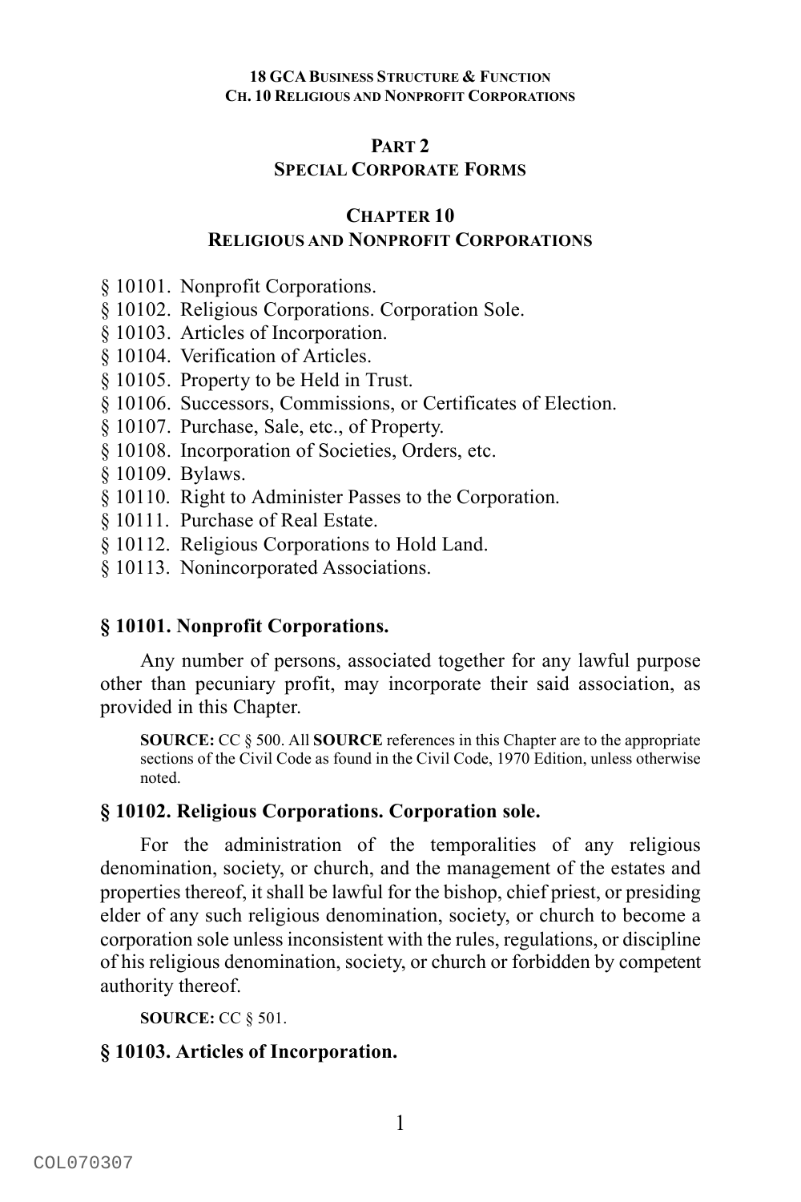## PART 2
## SPECIAL CORPORATE FORMS

## CHAPTER 10
## RELIGIOUS AND NONPROFIT CORPORATIONS

§ 10101. Nonprofit Corporations.
§ 10102. Religious Corporations. Corporation Sole.
§ 10103. Articles of Incorporation.
§ 10104. Verification of Articles.
§ 10105. Property to be Held in Trust.
§ 10106. Successors, Commissions, or Certificates of Election.
§ 10107. Purchase, Sale, etc., of Property.
§ 10108. Incorporation of Societies, Orders, etc.
§ 10109. Bylaws.
§ 10110. Right to Administer Passes to the Corporation.
§ 10111. Purchase of Real Estate.
§ 10112. Religious Corporations to Hold Land.
§ 10113. Nonincorporated Associations.

### § 10101. Nonprofit Corporations.

Any number of persons, associated together for any lawful purpose other than pecuniary profit, may incorporate their said association, as provided in this Chapter.

**SOURCE:** CC § 500. All **SOURCE** references in this Chapter are to the appropriate sections of the Civil Code as found in the Civil Code, 1970 Edition, unless otherwise noted.

### § 10102. Religious Corporations. Corporation sole.

For the administration of the temporalities of any religious denomination, society, or church, and the management of the estates and properties thereof, it shall be lawful for the bishop, chief priest, or presiding elder of any such religious denomination, society, or church to become a corporation sole unless inconsistent with the rules, regulations, or discipline of his religious denomination, society, or church or forbidden by competent authority thereof.

**SOURCE:** CC § 501.

### § 10103. Articles of Incorporation.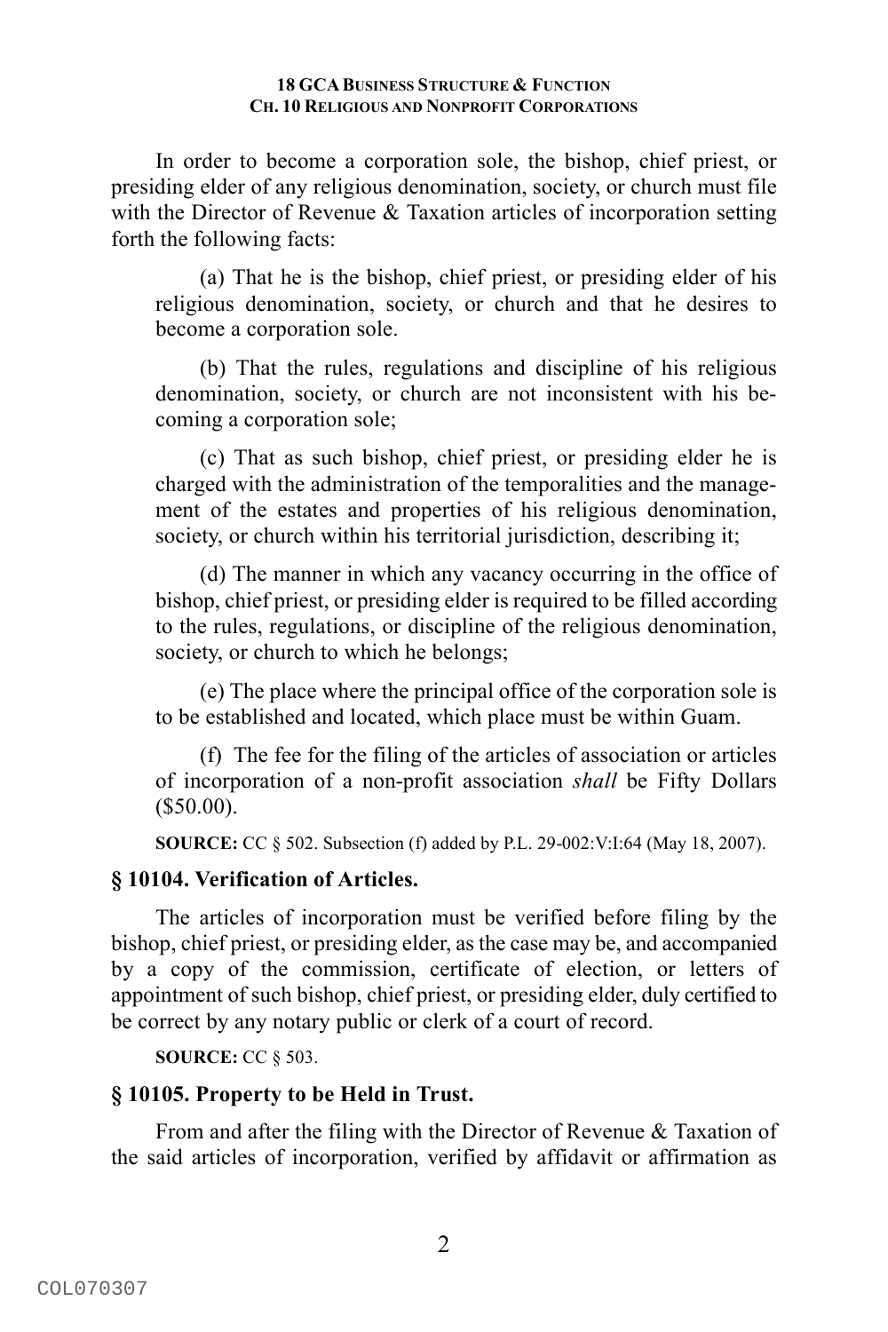In order to become a corporation sole, the bishop, chief priest, or presiding elder of any religious denomination, society, or church must file with the Director of Revenue & Taxation articles of incorporation setting forth the following facts:

(a) That he is the bishop, chief priest, or presiding elder of his religious denomination, society, or church and that he desires to become a corporation sole.

(b) That the rules, regulations and discipline of his religious denomination, society, or church are not inconsistent with his becoming a corporation sole;

(c) That as such bishop, chief priest, or presiding elder he is charged with the administration of the temporalities and the management of the estates and properties of his religious denomination, society, or church within his territorial jurisdiction, describing it;

(d) The manner in which any vacancy occurring in the office of bishop, chief priest, or presiding elder is required to be filled according to the rules, regulations, or discipline of the religious denomination, society, or church to which he belongs;

(e) The place where the principal office of the corporation sole is to be established and located, which place must be within Guam.

(f) The fee for the filing of the articles of association or articles of incorporation of a non-profit association *shall* be Fifty Dollars ($50.00).

**SOURCE:** CC § 502. Subsection (f) added by P.L. 29-002:V:I:64 (May 18, 2007).

### § 10104. Verification of Articles.

The articles of incorporation must be verified before filing by the bishop, chief priest, or presiding elder, as the case may be, and accompanied by a copy of the commission, certificate of election, or letters of appointment of such bishop, chief priest, or presiding elder, duly certified to be correct by any notary public or clerk of a court of record.

**SOURCE:** CC § 503.

### § 10105. Property to be Held in Trust.

From and after the filing with the Director of Revenue & Taxation of the said articles of incorporation, verified by affidavit or affirmation as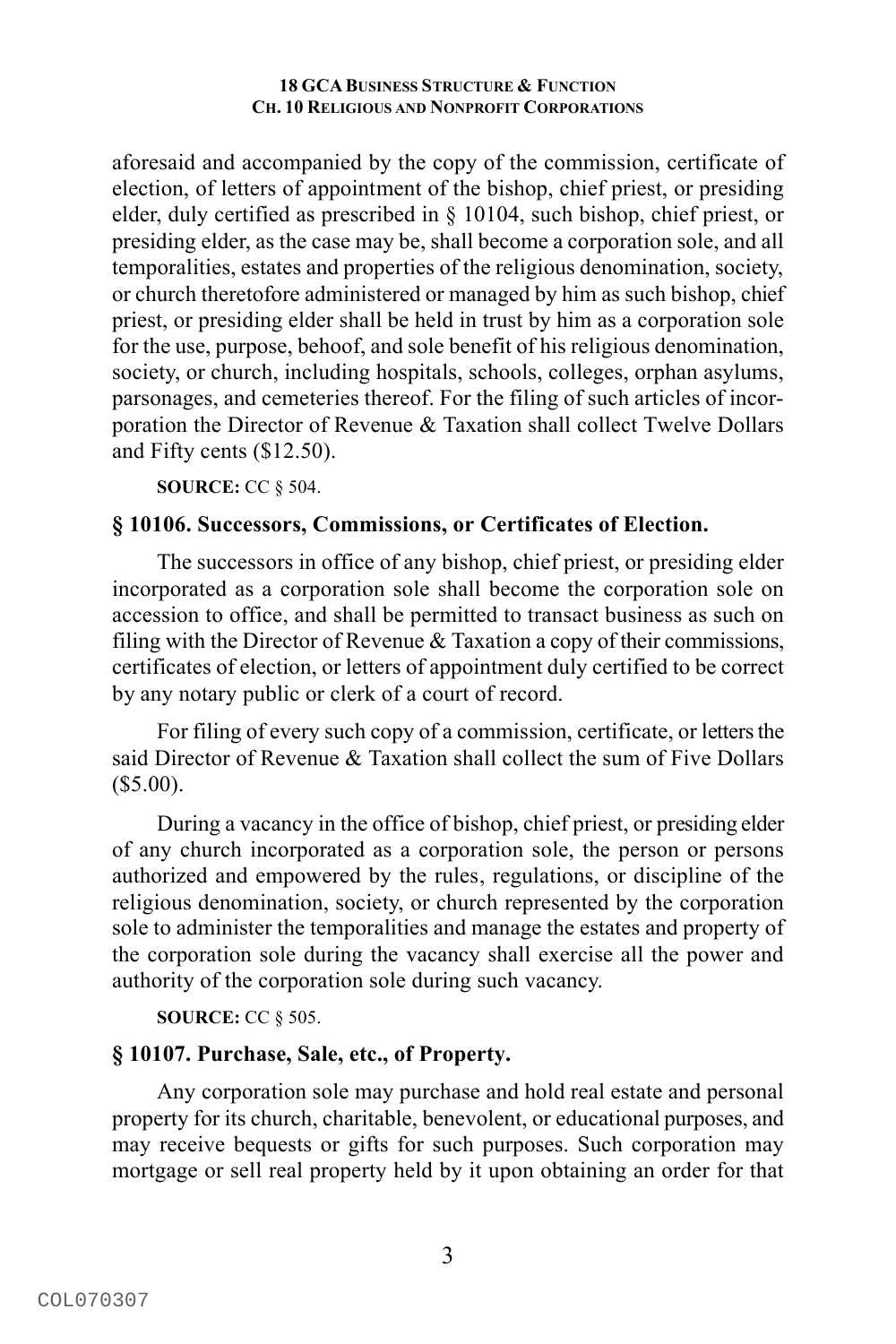aforesaid and accompanied by the copy of the commission, certificate of election, of letters of appointment of the bishop, chief priest, or presiding elder, duly certified as prescribed in § 10104, such bishop, chief priest, or presiding elder, as the case may be, shall become a corporation sole, and all temporalities, estates and properties of the religious denomination, society, or church theretofore administered or managed by him as such bishop, chief priest, or presiding elder shall be held in trust by him as a corporation sole for the use, purpose, behoof, and sole benefit of his religious denomination, society, or church, including hospitals, schools, colleges, orphan asylums, parsonages, and cemeteries thereof. For the filing of such articles of incorporation the Director of Revenue & Taxation shall collect Twelve Dollars and Fifty cents ($12.50).

**SOURCE:** CC § 504.

### § 10106. Successors, Commissions, or Certificates of Election.

The successors in office of any bishop, chief priest, or presiding elder incorporated as a corporation sole shall become the corporation sole on accession to office, and shall be permitted to transact business as such on filing with the Director of Revenue & Taxation a copy of their commissions, certificates of election, or letters of appointment duly certified to be correct by any notary public or clerk of a court of record.

For filing of every such copy of a commission, certificate, or letters the said Director of Revenue & Taxation shall collect the sum of Five Dollars ($5.00).

During a vacancy in the office of bishop, chief priest, or presiding elder of any church incorporated as a corporation sole, the person or persons authorized and empowered by the rules, regulations, or discipline of the religious denomination, society, or church represented by the corporation sole to administer the temporalities and manage the estates and property of the corporation sole during the vacancy shall exercise all the power and authority of the corporation sole during such vacancy.

**SOURCE:** CC § 505.

### § 10107. Purchase, Sale, etc., of Property.

Any corporation sole may purchase and hold real estate and personal property for its church, charitable, benevolent, or educational purposes, and may receive bequests or gifts for such purposes. Such corporation may mortgage or sell real property held by it upon obtaining an order for that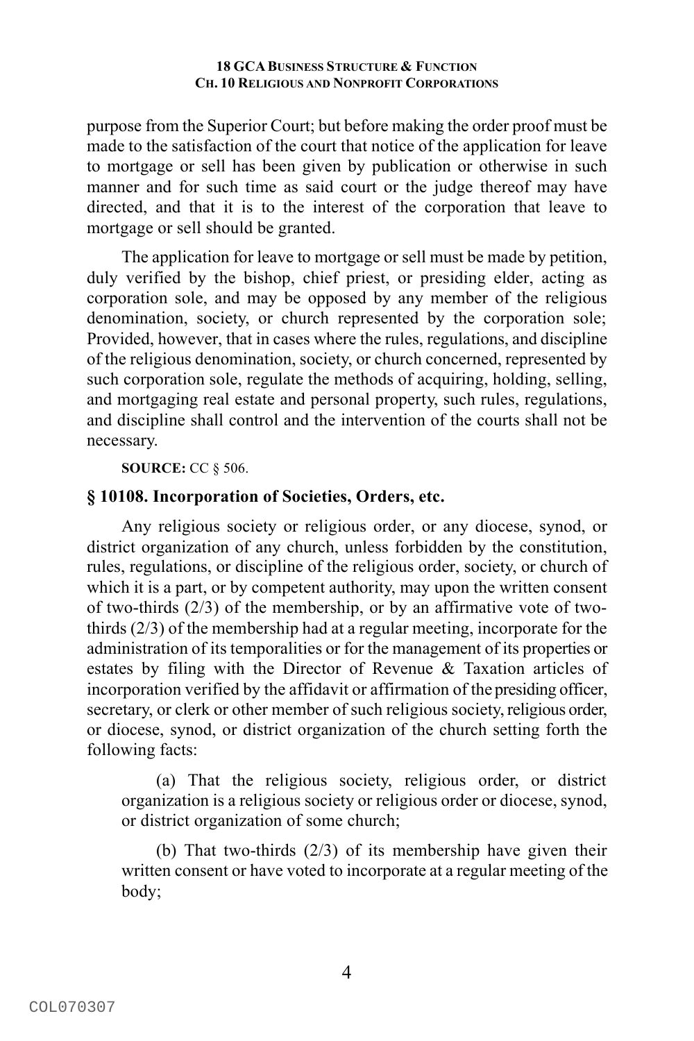purpose from the Superior Court; but before making the order proof must be made to the satisfaction of the court that notice of the application for leave to mortgage or sell has been given by publication or otherwise in such manner and for such time as said court or the judge thereof may have directed, and that it is to the interest of the corporation that leave to mortgage or sell should be granted.

The application for leave to mortgage or sell must be made by petition, duly verified by the bishop, chief priest, or presiding elder, acting as corporation sole, and may be opposed by any member of the religious denomination, society, or church represented by the corporation sole; Provided, however, that in cases where the rules, regulations, and discipline of the religious denomination, society, or church concerned, represented by such corporation sole, regulate the methods of acquiring, holding, selling, and mortgaging real estate and personal property, such rules, regulations, and discipline shall control and the intervention of the courts shall not be necessary.

**SOURCE:** CC § 506.

### § 10108. Incorporation of Societies, Orders, etc.

Any religious society or religious order, or any diocese, synod, or district organization of any church, unless forbidden by the constitution, rules, regulations, or discipline of the religious order, society, or church of which it is a part, or by competent authority, may upon the written consent of two-thirds (2/3) of the membership, or by an affirmative vote of two-thirds (2/3) of the membership had at a regular meeting, incorporate for the administration of its temporalities or for the management of its properties or estates by filing with the Director of Revenue & Taxation articles of incorporation verified by the affidavit or affirmation of the presiding officer, secretary, or clerk or other member of such religious society, religious order, or diocese, synod, or district organization of the church setting forth the following facts:

(a) That the religious society, religious order, or district organization is a religious society or religious order or diocese, synod, or district organization of some church;

(b) That two-thirds (2/3) of its membership have given their written consent or have voted to incorporate at a regular meeting of the body;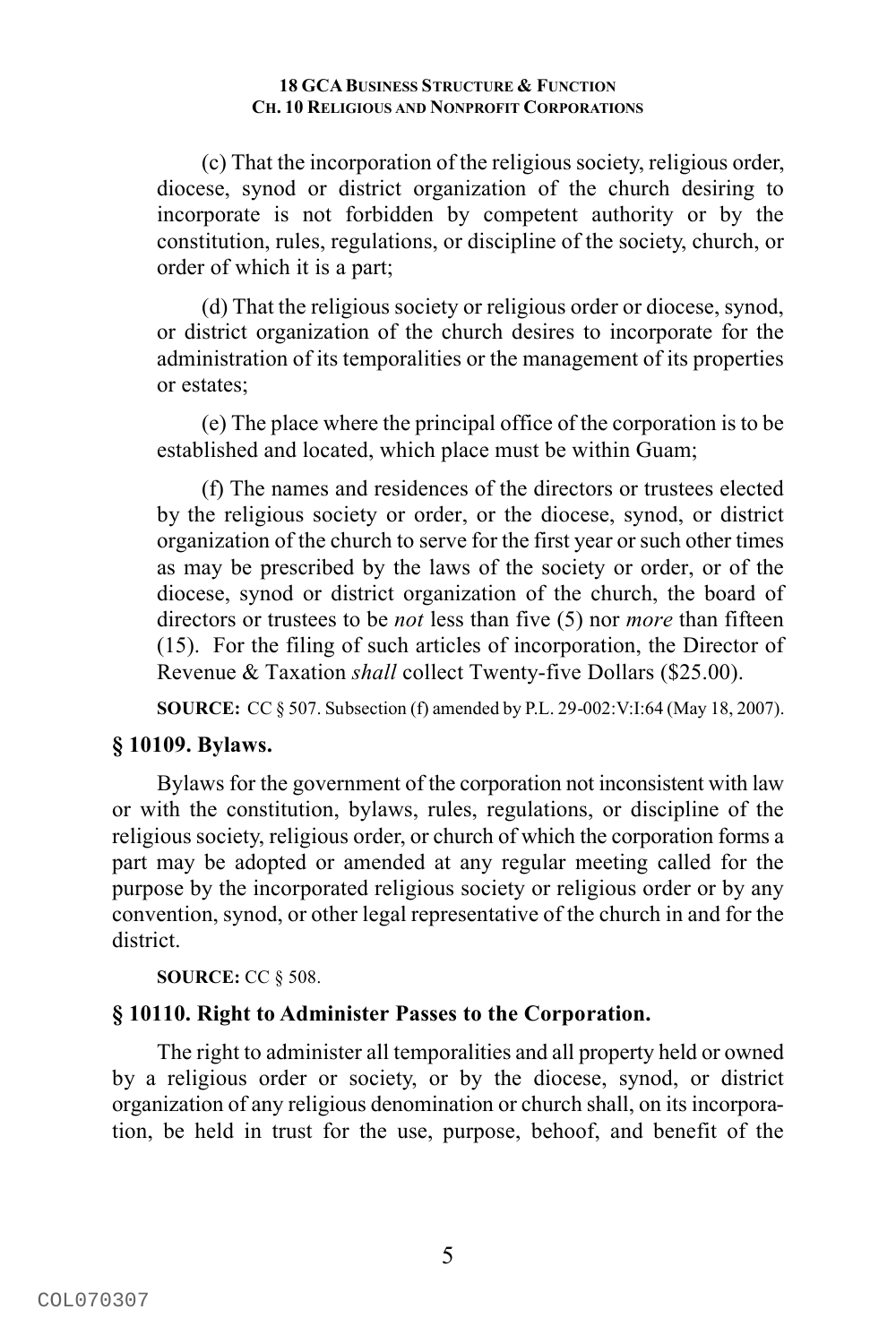(c) That the incorporation of the religious society, religious order, diocese, synod or district organization of the church desiring to incorporate is not forbidden by competent authority or by the constitution, rules, regulations, or discipline of the society, church, or order of which it is a part;

(d) That the religious society or religious order or diocese, synod, or district organization of the church desires to incorporate for the administration of its temporalities or the management of its properties or estates;

(e) The place where the principal office of the corporation is to be established and located, which place must be within Guam;

(f) The names and residences of the directors or trustees elected by the religious society or order, or the diocese, synod, or district organization of the church to serve for the first year or such other times as may be prescribed by the laws of the society or order, or of the diocese, synod or district organization of the church, the board of directors or trustees to be *not* less than five (5) nor *more* than fifteen (15). For the filing of such articles of incorporation, the Director of Revenue & Taxation *shall* collect Twenty-five Dollars ($25.00).

**SOURCE:** CC § 507. Subsection (f) amended by P.L. 29-002:V:I:64 (May 18, 2007).

### § 10109. Bylaws.

Bylaws for the government of the corporation not inconsistent with law or with the constitution, bylaws, rules, regulations, or discipline of the religious society, religious order, or church of which the corporation forms a part may be adopted or amended at any regular meeting called for the purpose by the incorporated religious society or religious order or by any convention, synod, or other legal representative of the church in and for the district.

**SOURCE:** CC § 508.

### § 10110. Right to Administer Passes to the Corporation.

The right to administer all temporalities and all property held or owned by a religious order or society, or by the diocese, synod, or district organization of any religious denomination or church shall, on its incorporation, be held in trust for the use, purpose, behoof, and benefit of the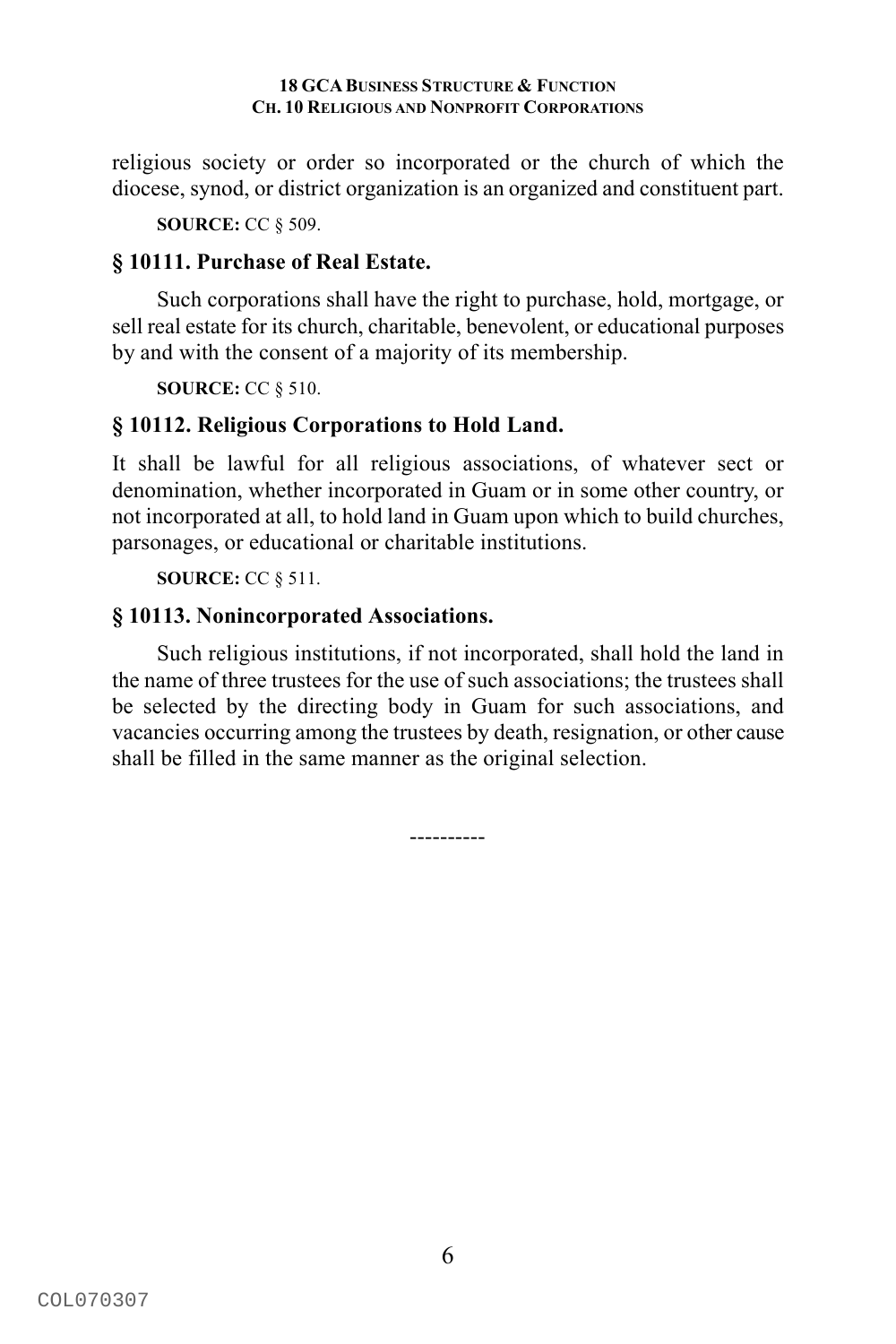religious society or order so incorporated or the church of which the diocese, synod, or district organization is an organized and constituent part.

**SOURCE:** CC § 509.

### § 10111. Purchase of Real Estate.

Such corporations shall have the right to purchase, hold, mortgage, or sell real estate for its church, charitable, benevolent, or educational purposes by and with the consent of a majority of its membership.

**SOURCE:** CC § 510.

### § 10112. Religious Corporations to Hold Land.

It shall be lawful for all religious associations, of whatever sect or denomination, whether incorporated in Guam or in some other country, or not incorporated at all, to hold land in Guam upon which to build churches, parsonages, or educational or charitable institutions.

**SOURCE:** CC § 511.

### § 10113. Nonincorporated Associations.

Such religious institutions, if not incorporated, shall hold the land in the name of three trustees for the use of such associations; the trustees shall be selected by the directing body in Guam for such associations, and vacancies occurring among the trustees by death, resignation, or other cause shall be filled in the same manner as the original selection.

----------

COL070307